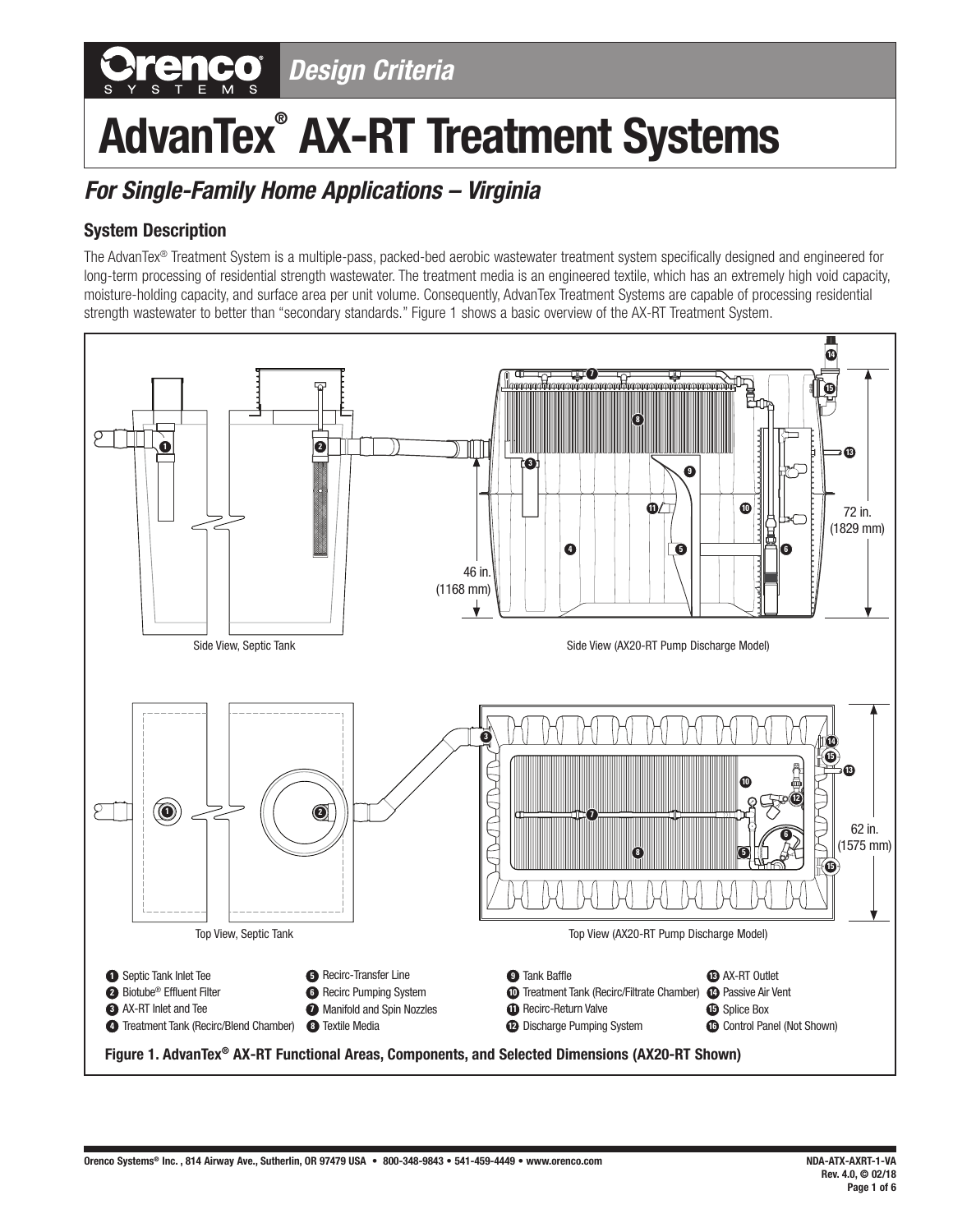Design Criteria

# AdvanTex® AX-RT Treatment Systems

## *For Single-Family Home Applications – Virginia*

### System Description

The AdvanTex® Treatment System is a multiple-pass, packed-bed aerobic wastewater treatment system specifically designed and engineered for long-term processing of residential strength wastewater. The treatment media is an engineered textile, which has an extremely high void capacity, moisture-holding capacity, and surface area per unit volume. Consequently, AdvanTex Treatment Systems are capable of processing residential strength wastewater to better than "secondary standards." Figure 1 shows a basic overview of the AX-RT Treatment System.

Side View, Septic Tank

Side View (AX20-RT Pump Discharge Model)

46 in. (1168 mm)

72 in. (1829 mm)

Top View, Septic Tank

Top View (AX20-RT Pump Discharge Model)

62 in. (1575 mm)

1. Septic Tank Inlet Tee
2. Biotube® Effluent Filter
3. AX-RT Inlet and Tee
4. Treatment Tank (Recirc/Blend Chamber)
5. Recirc-Transfer Line
6. Recirc Pumping System
7. Manifold and Spin Nozzles
8. Textile Media
9. Tank Baffle
10. Treatment Tank (Recirc/Filtrate Chamber)
11. Recirc-Return Valve
12. Discharge Pumping System
13. AX-RT Outlet
14. Passive Air Vent
15. Splice Box
16. Control Panel (Not Shown)

**Figure 1. AdvanTex® AX-RT Functional Areas, Components, and Selected Dimensions (AX20-RT Shown)**

NDA-ATX-AXRT-1-VA
Rev. 4.0, © 02/18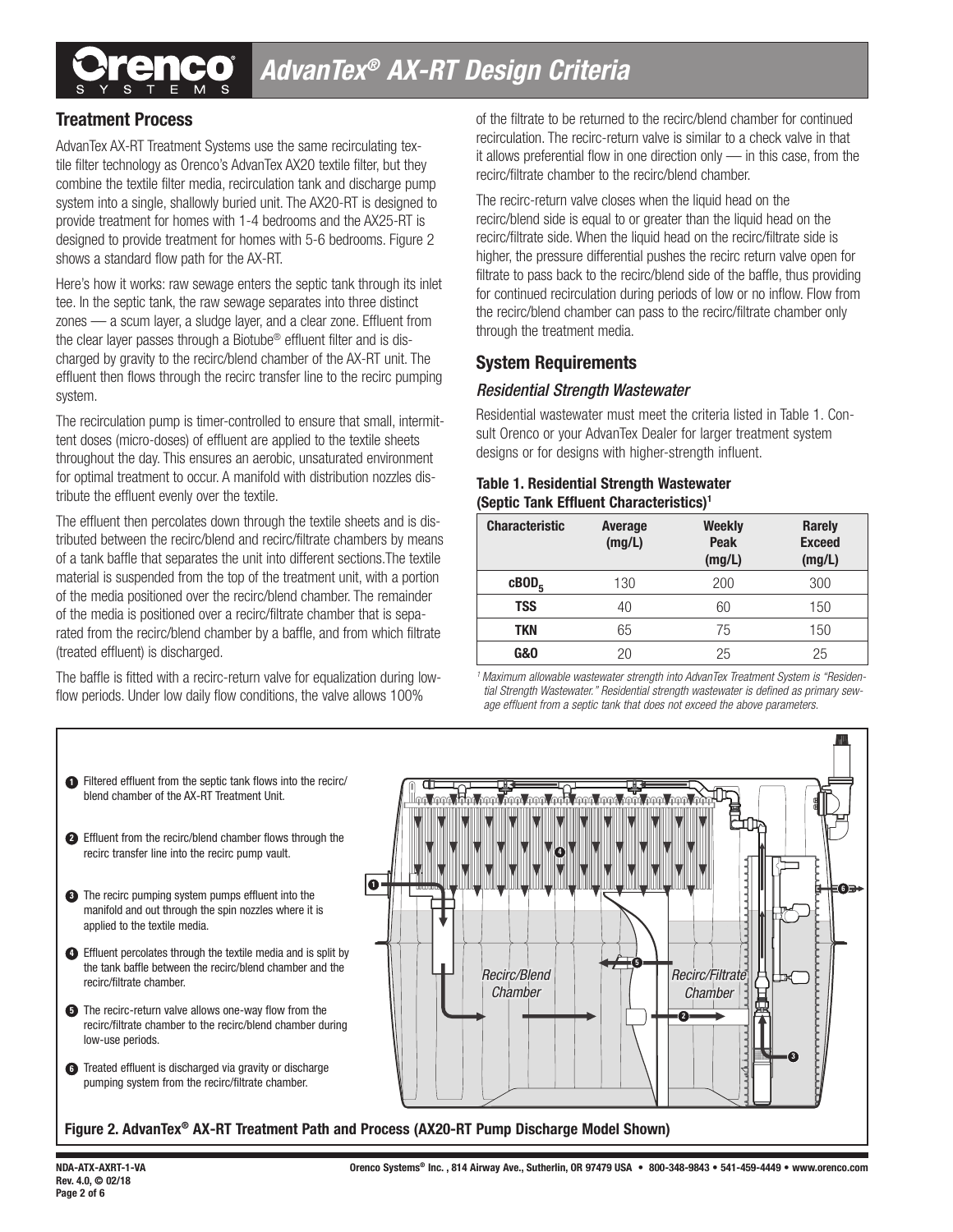## Treatment Process

AdvanTex AX-RT Treatment Systems use the same recirculating textile filter technology as Orenco's AdvanTex AX20 textile filter, but they combine the textile filter media, recirculation tank and discharge pump system into a single, shallowly buried unit. The AX20-RT is designed to provide treatment for homes with 1-4 bedrooms and the AX25-RT is designed to provide treatment for homes with 5-6 bedrooms. Figure 2 shows a standard flow path for the AX-RT.

Here's how it works: raw sewage enters the septic tank through its inlet tee. In the septic tank, the raw sewage separates into three distinct zones — a scum layer, a sludge layer, and a clear zone. Effluent from the clear layer passes through a Biotube® effluent filter and is discharged by gravity to the recirc/blend chamber of the AX-RT unit. The effluent then flows through the recirc transfer line to the recirc pumping system.

The recirculation pump is timer-controlled to ensure that small, intermittent doses (micro-doses) of effluent are applied to the textile sheets throughout the day. This ensures an aerobic, unsaturated environment for optimal treatment to occur. A manifold with distribution nozzles distribute the effluent evenly over the textile.

The effluent then percolates down through the textile sheets and is distributed between the recirc/blend and recirc/filtrate chambers by means of a tank baffle that separates the unit into different sections.The textile material is suspended from the top of the treatment unit, with a portion of the media positioned over the recirc/blend chamber. The remainder of the media is positioned over a recirc/filtrate chamber that is separated from the recirc/blend chamber by a baffle, and from which filtrate (treated effluent) is discharged.

The baffle is fitted with a recirc-return valve for equalization during low-flow periods. Under low daily flow conditions, the valve allows 100% of the filtrate to be returned to the recirc/blend chamber for continued recirculation. The recirc-return valve is similar to a check valve in that it allows preferential flow in one direction only — in this case, from the recirc/filtrate chamber to the recirc/blend chamber.

The recirc-return valve closes when the liquid head on the recirc/blend side is equal to or greater than the liquid head on the recirc/filtrate side. When the liquid head on the recirc/filtrate side is higher, the pressure differential pushes the recirc return valve open for filtrate to pass back to the recirc/blend side of the baffle, thus providing for continued recirculation during periods of low or no inflow. Flow from the recirc/blend chamber can pass to the recirc/filtrate chamber only through the treatment media.

## System Requirements

### *Residential Strength Wastewater*

Residential wastewater must meet the criteria listed in Table 1. Consult Orenco or your AdvanTex Dealer for larger treatment system designs or for designs with higher-strength influent.

**Table 1. Residential Strength Wastewater (Septic Tank Effluent Characteristics)[1]**

| Characteristic | Average (mg/L) | Weekly Peak (mg/L) | Rarely Exceed (mg/L) |
|---|---|---|---|
| $cBOD_5$ | 130 | 200 | 300 |
| TSS | 40 | 60 | 150 |
| TKN | 65 | 75 | 150 |
| G&O | 20 | 25 | 25 |

*[1] Maximum allowable wastewater strength into AdvanTex Treatment System is "Residential Strength Wastewater." Residential strength wastewater is defined as primary sewage effluent from a septic tank that does not exceed the above parameters.*

1. Filtered effluent from the septic tank flows into the recirc/blend chamber of the AX-RT Treatment Unit.
2. Effluent from the recirc/blend chamber flows through the recirc transfer line into the recirc pump vault.
3. The recirc pumping system pumps effluent into the manifold and out through the spin nozzles where it is applied to the textile media.
4. Effluent percolates through the textile media and is split by the tank baffle between the recirc/blend chamber and the recirc/filtrate chamber.
5. The recirc-return valve allows one-way flow from the recirc/filtrate chamber to the recirc/blend chamber during low-use periods.
6. Treated effluent is discharged via gravity or discharge pumping system from the recirc/filtrate chamber.

**Figure 2. AdvanTex® AX-RT Treatment Path and Process (AX20-RT Pump Discharge Model Shown)**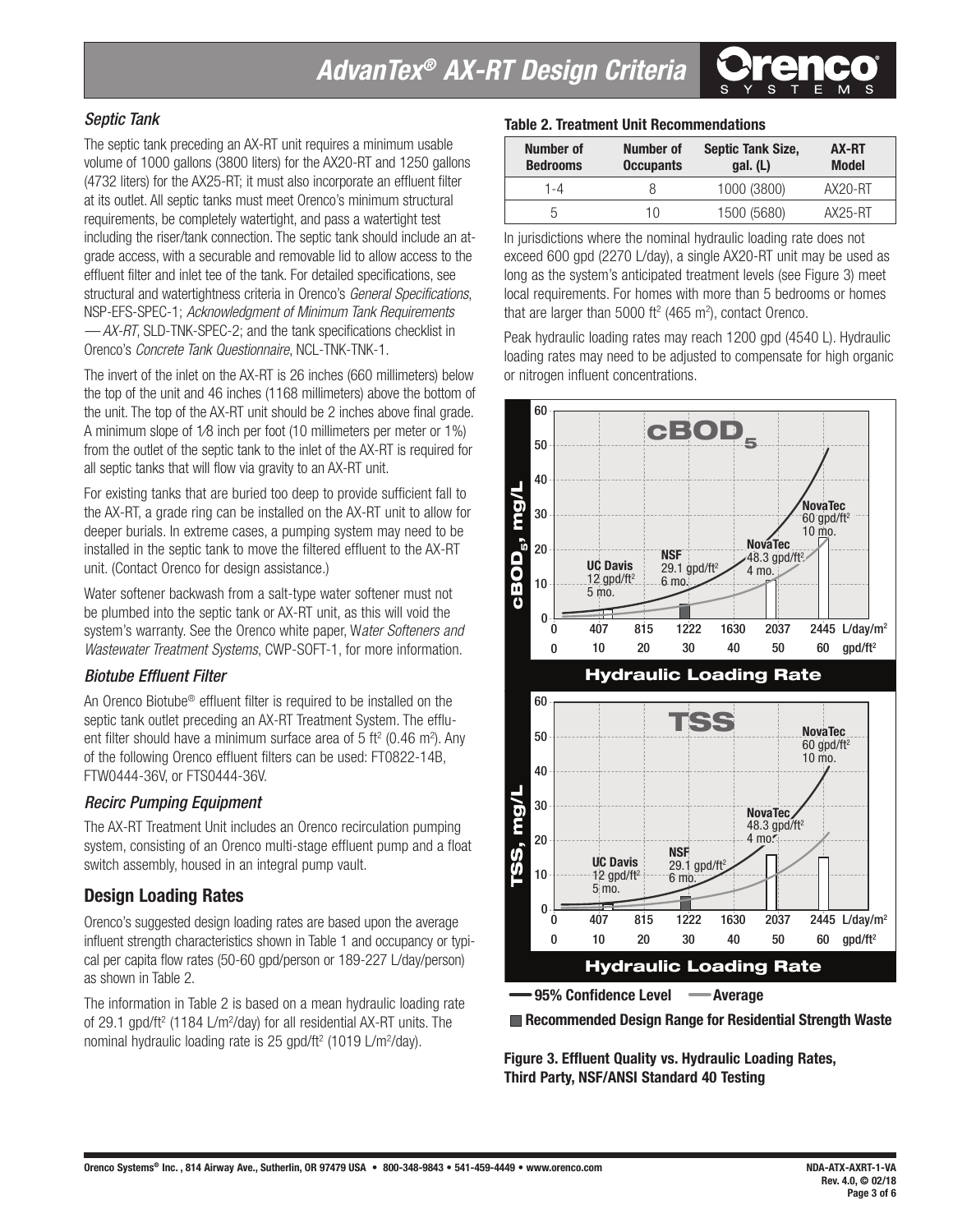### Septic Tank

The septic tank preceding an AX-RT unit requires a minimum usable volume of 1000 gallons (3800 liters) for the AX20-RT and 1250 gallons (4732 liters) for the AX25-RT; it must also incorporate an effluent filter at its outlet. All septic tanks must meet Orenco's minimum structural requirements, be completely watertight, and pass a watertight test including the riser/tank connection. The septic tank should include an at-grade access, with a securable and removable lid to allow access to the effluent filter and inlet tee of the tank. For detailed specifications, see structural and watertightness criteria in Orenco's *General Specifications*, NSP-EFS-SPEC-1; *Acknowledgment of Minimum Tank Requirements — AX-RT*, SLD-TNK-SPEC-2; and the tank specifications checklist in Orenco's *Concrete Tank Questionnaire*, NCL-TNK-TNK-1.

The invert of the inlet on the AX-RT is 26 inches (660 millimeters) below the top of the unit and 46 inches (1168 millimeters) above the bottom of the unit. The top of the AX-RT unit should be 2 inches above final grade. A minimum slope of 1⁄8 inch per foot (10 millimeters per meter or 1%) from the outlet of the septic tank to the inlet of the AX-RT is required for all septic tanks that will flow via gravity to an AX-RT unit.

For existing tanks that are buried too deep to provide sufficient fall to the AX-RT, a grade ring can be installed on the AX-RT unit to allow for deeper burials. In extreme cases, a pumping system may need to be installed in the septic tank to move the filtered effluent to the AX-RT unit. (Contact Orenco for design assistance.)

Water softener backwash from a salt-type water softener must not be plumbed into the septic tank or AX-RT unit, as this will void the system's warranty. See the Orenco white paper, *Water Softeners and Wastewater Treatment Systems*, CWP-SOFT-1, for more information.

### Biotube Effluent Filter

An Orenco Biotube® effluent filter is required to be installed on the septic tank outlet preceding an AX-RT Treatment System. The effluent filter should have a minimum surface area of 5 ft² (0.46 m²). Any of the following Orenco effluent filters can be used: FT0822-14B, FTW0444-36V, or FTS0444-36V.

### Recirc Pumping Equipment

The AX-RT Treatment Unit includes an Orenco recirculation pumping system, consisting of an Orenco multi-stage effluent pump and a float switch assembly, housed in an integral pump vault.

## Design Loading Rates

Orenco's suggested design loading rates are based upon the average influent strength characteristics shown in Table 1 and occupancy or typical per capita flow rates (50-60 gpd/person or 189-227 L/day/person) as shown in Table 2.

The information in Table 2 is based on a mean hydraulic loading rate of 29.1 gpd/ft² (1184 L/m²/day) for all residential AX-RT units. The nominal hydraulic loading rate is 25 gpd/ft² (1019 L/m²/day).

**Table 2. Treatment Unit Recommendations**

| Number of Bedrooms | Number of Occupants | Septic Tank Size, gal. (L) | AX-RT Model |
|---|---|---|---|
| 1-4 | 8 | 1000 (3800) | AX20-RT |
| 5 | 10 | 1500 (5680) | AX25-RT |

In jurisdictions where the nominal hydraulic loading rate does not exceed 600 gpd (2270 L/day), a single AX20-RT unit may be used as long as the system's anticipated treatment levels (see Figure 3) meet local requirements. For homes with more than 5 bedrooms or homes that are larger than 5000 ft² (465 m²), contact Orenco.

Peak hydraulic loading rates may reach 1200 gpd (4540 L). Hydraulic loading rates may need to be adjusted to compensate for high organic or nitrogen influent concentrations.

**Figure 3. Effluent Quality vs. Hydraulic Loading Rates, Third Party, NSF/ANSI Standard 40 Testing**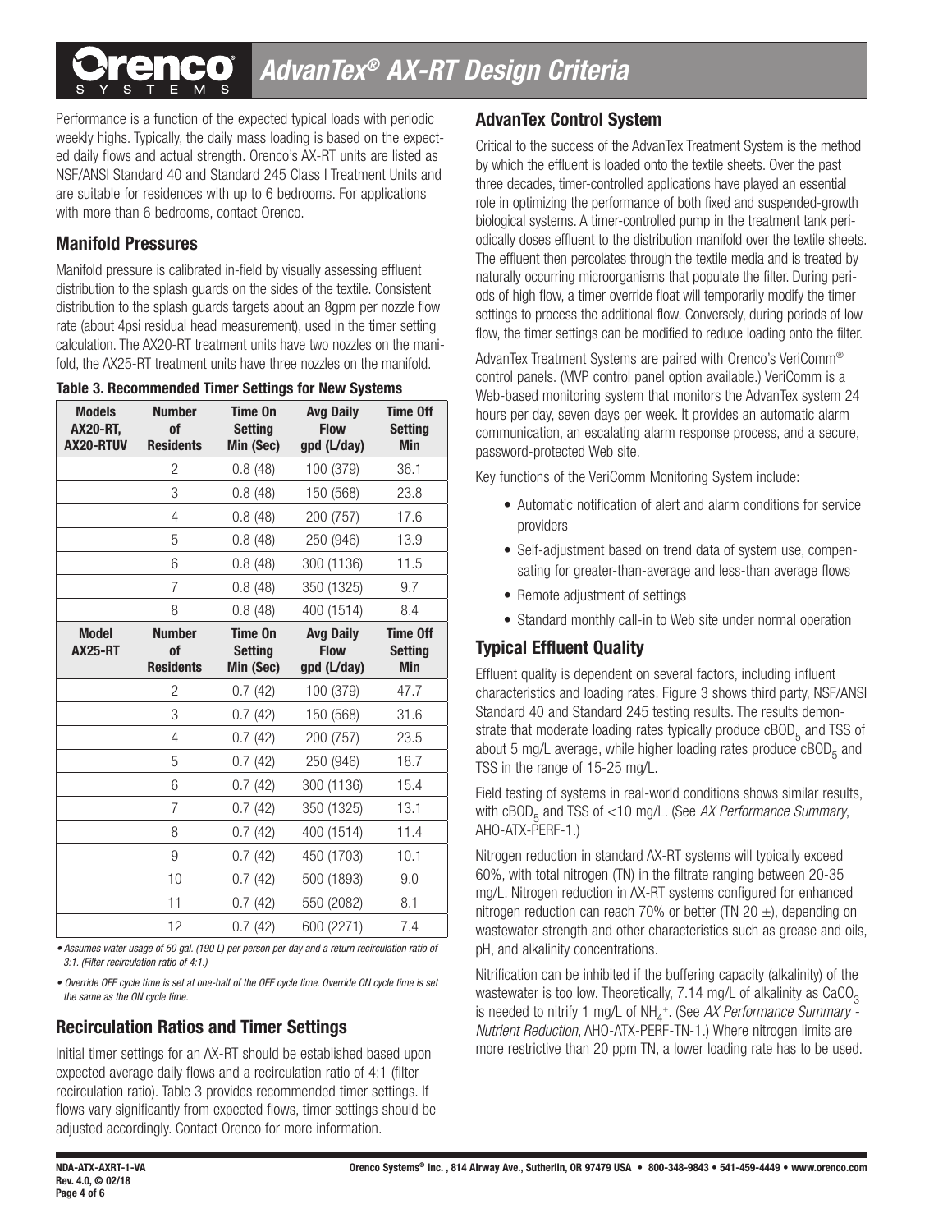# AdvanTex® AX-RT Design Criteria

Performance is a function of the expected typical loads with periodic weekly highs. Typically, the daily mass loading is based on the expected daily flows and actual strength. Orenco's AX-RT units are listed as NSF/ANSI Standard 40 and Standard 245 Class I Treatment Units and are suitable for residences with up to 6 bedrooms. For applications with more than 6 bedrooms, contact Orenco.

## Manifold Pressures

Manifold pressure is calibrated in-field by visually assessing effluent distribution to the splash guards on the sides of the textile. Consistent distribution to the splash guards targets about an 8gpm per nozzle flow rate (about 4psi residual head measurement), used in the timer setting calculation. The AX20-RT treatment units have two nozzles on the manifold, the AX25-RT treatment units have three nozzles on the manifold.

**Table 3. Recommended Timer Settings for New Systems**

| Models AX20-RT, AX20-RTUV | Number of Residents | Time On Setting Min (Sec) | Avg Daily Flow gpd (L/day) | Time Off Setting Min |
|---|---|---|---|---|
| | 2 | 0.8 (48) | 100 (379) | 36.1 |
| | 3 | 0.8 (48) | 150 (568) | 23.8 |
| | 4 | 0.8 (48) | 200 (757) | 17.6 |
| | 5 | 0.8 (48) | 250 (946) | 13.9 |
| | 6 | 0.8 (48) | 300 (1136) | 11.5 |
| | 7 | 0.8 (48) | 350 (1325) | 9.7 |
| | 8 | 0.8 (48) | 400 (1514) | 8.4 |
| **Model AX25-RT** | **Number of Residents** | **Time On Setting Min (Sec)** | **Avg Daily Flow gpd (L/day)** | **Time Off Setting Min** |
| | 2 | 0.7 (42) | 100 (379) | 47.7 |
| | 3 | 0.7 (42) | 150 (568) | 31.6 |
| | 4 | 0.7 (42) | 200 (757) | 23.5 |
| | 5 | 0.7 (42) | 250 (946) | 18.7 |
| | 6 | 0.7 (42) | 300 (1136) | 15.4 |
| | 7 | 0.7 (42) | 350 (1325) | 13.1 |
| | 8 | 0.7 (42) | 400 (1514) | 11.4 |
| | 9 | 0.7 (42) | 450 (1703) | 10.1 |
| | 10 | 0.7 (42) | 500 (1893) | 9.0 |
| | 11 | 0.7 (42) | 550 (2082) | 8.1 |
| | 12 | 0.7 (42) | 600 (2271) | 7.4 |

*• Assumes water usage of 50 gal. (190 L) per person per day and a return recirculation ratio of 3:1. (Filter recirculation ratio of 4:1.)*

*• Override OFF cycle time is set at one-half of the OFF cycle time. Override ON cycle time is set the same as the ON cycle time.*

## Recirculation Ratios and Timer Settings

Initial timer settings for an AX-RT should be established based upon expected average daily flows and a recirculation ratio of 4:1 (filter recirculation ratio). Table 3 provides recommended timer settings. If flows vary significantly from expected flows, timer settings should be adjusted accordingly. Contact Orenco for more information.

## AdvanTex Control System

Critical to the success of the AdvanTex Treatment System is the method by which the effluent is loaded onto the textile sheets. Over the past three decades, timer-controlled applications have played an essential role in optimizing the performance of both fixed and suspended-growth biological systems. A timer-controlled pump in the treatment tank periodically doses effluent to the distribution manifold over the textile sheets. The effluent then percolates through the textile media and is treated by naturally occurring microorganisms that populate the filter. During periods of high flow, a timer override float will temporarily modify the timer settings to process the additional flow. Conversely, during periods of low flow, the timer settings can be modified to reduce loading onto the filter.

AdvanTex Treatment Systems are paired with Orenco's VeriComm® control panels. (MVP control panel option available.) VeriComm is a Web-based monitoring system that monitors the AdvanTex system 24 hours per day, seven days per week. It provides an automatic alarm communication, an escalating alarm response process, and a secure, password-protected Web site.

Key functions of the VeriComm Monitoring System include:

- Automatic notification of alert and alarm conditions for service providers
- Self-adjustment based on trend data of system use, compensating for greater-than-average and less-than average flows
- Remote adjustment of settings
- Standard monthly call-in to Web site under normal operation

## Typical Effluent Quality

Effluent quality is dependent on several factors, including influent characteristics and loading rates. Figure 3 shows third party, NSF/ANSI Standard 40 and Standard 245 testing results. The results demonstrate that moderate loading rates typically produce $cBOD_5$ and TSS of about 5 mg/L average, while higher loading rates produce $cBOD_5$ and TSS in the range of 15-25 mg/L.

Field testing of systems in real-world conditions shows similar results, with $cBOD_5$ and TSS of <10 mg/L. (See *AX Performance Summary*, AHO-ATX-PERF-1.)

Nitrogen reduction in standard AX-RT systems will typically exceed 60%, with total nitrogen (TN) in the filtrate ranging between 20-35 mg/L. Nitrogen reduction in AX-RT systems configured for enhanced nitrogen reduction can reach 70% or better (TN 20 ±), depending on wastewater strength and other characteristics such as grease and oils, pH, and alkalinity concentrations.

Nitrification can be inhibited if the buffering capacity (alkalinity) of the wastewater is too low. Theoretically, 7.14 mg/L of alkalinity as $CaCO_3$ is needed to nitrify 1 mg/L of $NH_4^+$. (See *AX Performance Summary - Nutrient Reduction*, AHO-ATX-PERF-TN-1.) Where nitrogen limits are more restrictive than 20 ppm TN, a lower loading rate has to be used.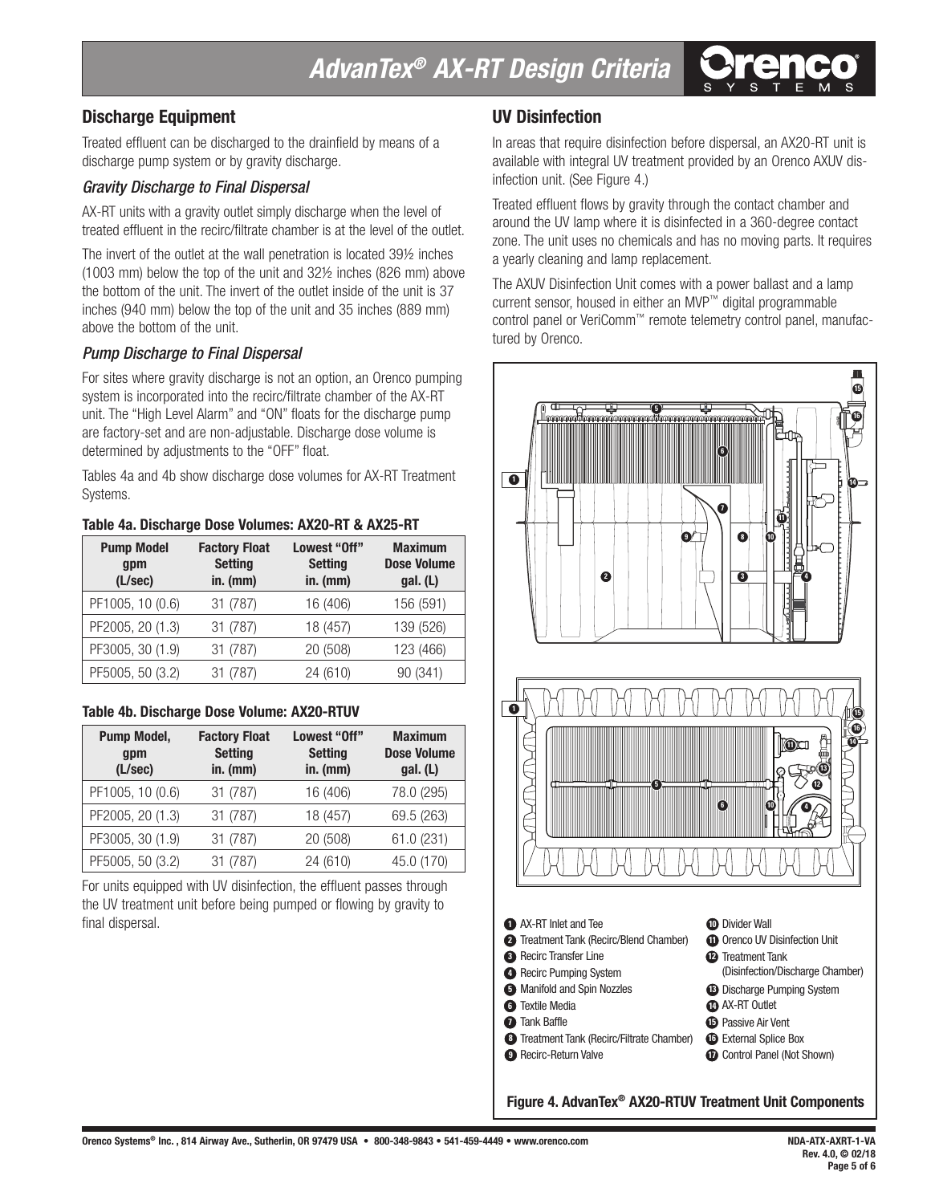## Discharge Equipment

Treated effluent can be discharged to the drainfield by means of a discharge pump system or by gravity discharge.

### *Gravity Discharge to Final Dispersal*

AX-RT units with a gravity outlet simply discharge when the level of treated effluent in the recirc/filtrate chamber is at the level of the outlet.

The invert of the outlet at the wall penetration is located 39½ inches (1003 mm) below the top of the unit and 32½ inches (826 mm) above the bottom of the unit. The invert of the outlet inside of the unit is 37 inches (940 mm) below the top of the unit and 35 inches (889 mm) above the bottom of the unit.

### *Pump Discharge to Final Dispersal*

For sites where gravity discharge is not an option, an Orenco pumping system is incorporated into the recirc/filtrate chamber of the AX-RT unit. The "High Level Alarm" and "ON" floats for the discharge pump are factory-set and are non-adjustable. Discharge dose volume is determined by adjustments to the "OFF" float.

Tables 4a and 4b show discharge dose volumes for AX-RT Treatment Systems.

**Table 4a. Discharge Dose Volumes: AX20-RT & AX25-RT**

| Pump Model gpm (L/sec) | Factory Float Setting in. (mm) | Lowest "Off" Setting in. (mm) | Maximum Dose Volume gal. (L) |
|---|---|---|---|
| PF1005, 10 (0.6) | 31 (787) | 16 (406) | 156 (591) |
| PF2005, 20 (1.3) | 31 (787) | 18 (457) | 139 (526) |
| PF3005, 30 (1.9) | 31 (787) | 20 (508) | 123 (466) |
| PF5005, 50 (3.2) | 31 (787) | 24 (610) | 90 (341) |

**Table 4b. Discharge Dose Volume: AX20-RTUV**

| Pump Model, gpm (L/sec) | Factory Float Setting in. (mm) | Lowest "Off" Setting in. (mm) | Maximum Dose Volume gal. (L) |
|---|---|---|---|
| PF1005, 10 (0.6) | 31 (787) | 16 (406) | 78.0 (295) |
| PF2005, 20 (1.3) | 31 (787) | 18 (457) | 69.5 (263) |
| PF3005, 30 (1.9) | 31 (787) | 20 (508) | 61.0 (231) |
| PF5005, 50 (3.2) | 31 (787) | 24 (610) | 45.0 (170) |

For units equipped with UV disinfection, the effluent passes through the UV treatment unit before being pumped or flowing by gravity to final dispersal.

## UV Disinfection

In areas that require disinfection before dispersal, an AX20-RT unit is available with integral UV treatment provided by an Orenco AXUV disinfection unit. (See Figure 4.)

Treated effluent flows by gravity through the contact chamber and around the UV lamp where it is disinfected in a 360-degree contact zone. The unit uses no chemicals and has no moving parts. It requires a yearly cleaning and lamp replacement.

The AXUV Disinfection Unit comes with a power ballast and a lamp current sensor, housed in either an MVP™ digital programmable control panel or VeriComm™ remote telemetry control panel, manufactured by Orenco.

1. AX-RT Inlet and Tee
2. Treatment Tank (Recirc/Blend Chamber)
3. Recirc Transfer Line
4. Recirc Pumping System
5. Manifold and Spin Nozzles
6. Textile Media
7. Tank Baffle
8. Treatment Tank (Recirc/Filtrate Chamber)
9. Recirc-Return Valve
10. Divider Wall
11. Orenco UV Disinfection Unit
12. Treatment Tank (Disinfection/Discharge Chamber)
13. Discharge Pumping System
14. AX-RT Outlet
15. Passive Air Vent
16. External Splice Box
17. Control Panel (Not Shown)

**Figure 4. AdvanTex® AX20-RTUV Treatment Unit Components**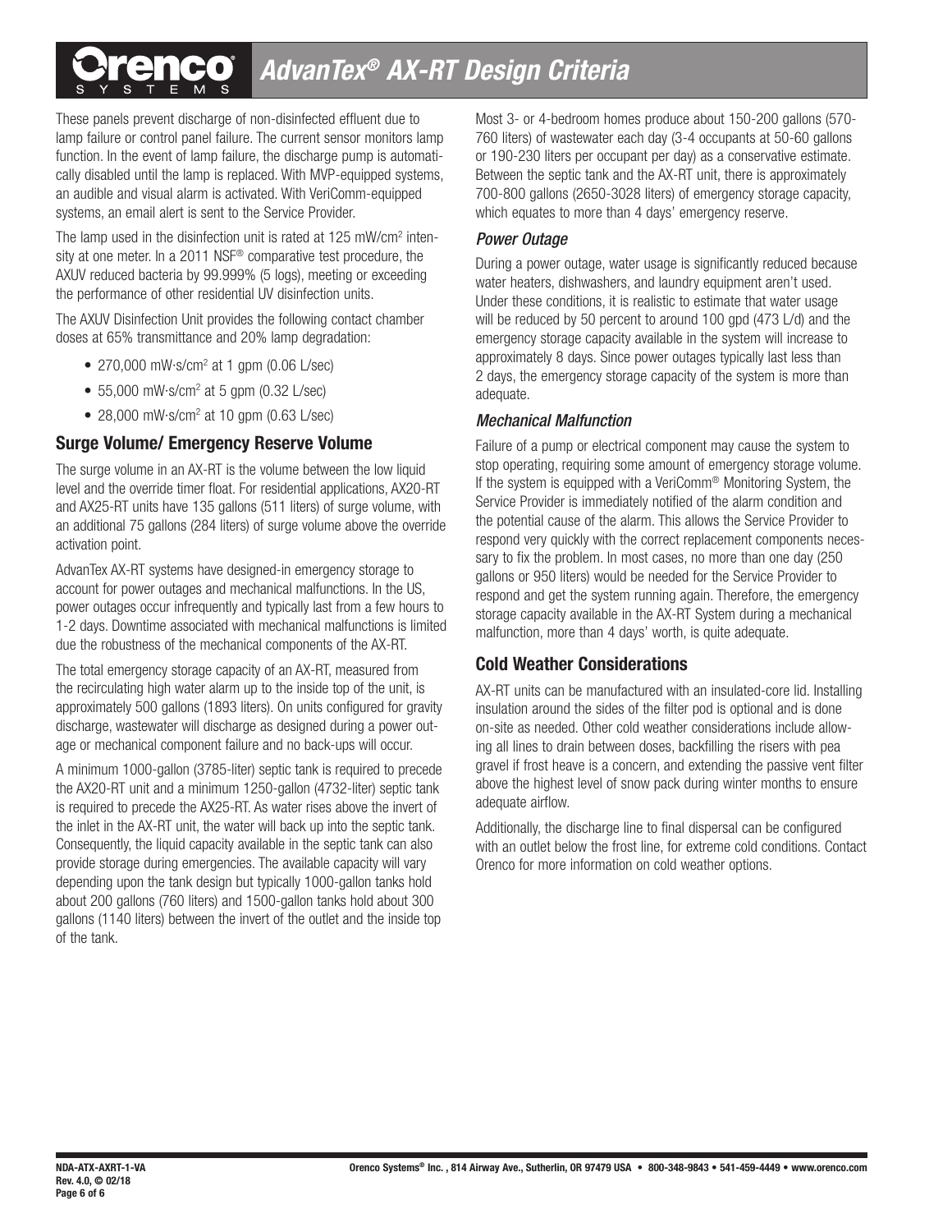These panels prevent discharge of non-disinfected effluent due to lamp failure or control panel failure. The current sensor monitors lamp function. In the event of lamp failure, the discharge pump is automatically disabled until the lamp is replaced. With MVP-equipped systems, an audible and visual alarm is activated. With VeriComm-equipped systems, an email alert is sent to the Service Provider.

The lamp used in the disinfection unit is rated at 125 mW/cm$^2$ intensity at one meter. In a 2011 NSF® comparative test procedure, the AXUV reduced bacteria by 99.999% (5 logs), meeting or exceeding the performance of other residential UV disinfection units.

The AXUV Disinfection Unit provides the following contact chamber doses at 65% transmittance and 20% lamp degradation:

- 270,000 mW·s/cm$^2$ at 1 gpm (0.06 L/sec)
- 55,000 mW·s/cm$^2$ at 5 gpm (0.32 L/sec)
- 28,000 mW·s/cm$^2$ at 10 gpm (0.63 L/sec)

## Surge Volume/ Emergency Reserve Volume

The surge volume in an AX-RT is the volume between the low liquid level and the override timer float. For residential applications, AX20-RT and AX25-RT units have 135 gallons (511 liters) of surge volume, with an additional 75 gallons (284 liters) of surge volume above the override activation point.

AdvanTex AX-RT systems have designed-in emergency storage to account for power outages and mechanical malfunctions. In the US, power outages occur infrequently and typically last from a few hours to 1-2 days. Downtime associated with mechanical malfunctions is limited due the robustness of the mechanical components of the AX-RT.

The total emergency storage capacity of an AX-RT, measured from the recirculating high water alarm up to the inside top of the unit, is approximately 500 gallons (1893 liters). On units configured for gravity discharge, wastewater will discharge as designed during a power outage or mechanical component failure and no back-ups will occur.

A minimum 1000-gallon (3785-liter) septic tank is required to precede the AX20-RT unit and a minimum 1250-gallon (4732-liter) septic tank is required to precede the AX25-RT. As water rises above the invert of the inlet in the AX-RT unit, the water will back up into the septic tank. Consequently, the liquid capacity available in the septic tank can also provide storage during emergencies. The available capacity will vary depending upon the tank design but typically 1000-gallon tanks hold about 200 gallons (760 liters) and 1500-gallon tanks hold about 300 gallons (1140 liters) between the invert of the outlet and the inside top of the tank.

Most 3- or 4-bedroom homes produce about 150-200 gallons (570-760 liters) of wastewater each day (3-4 occupants at 50-60 gallons or 190-230 liters per occupant per day) as a conservative estimate. Between the septic tank and the AX-RT unit, there is approximately 700-800 gallons (2650-3028 liters) of emergency storage capacity, which equates to more than 4 days' emergency reserve.

### *Power Outage*

During a power outage, water usage is significantly reduced because water heaters, dishwashers, and laundry equipment aren't used. Under these conditions, it is realistic to estimate that water usage will be reduced by 50 percent to around 100 gpd (473 L/d) and the emergency storage capacity available in the system will increase to approximately 8 days. Since power outages typically last less than 2 days, the emergency storage capacity of the system is more than adequate.

### *Mechanical Malfunction*

Failure of a pump or electrical component may cause the system to stop operating, requiring some amount of emergency storage volume. If the system is equipped with a VeriComm® Monitoring System, the Service Provider is immediately notified of the alarm condition and the potential cause of the alarm. This allows the Service Provider to respond very quickly with the correct replacement components necessary to fix the problem. In most cases, no more than one day (250 gallons or 950 liters) would be needed for the Service Provider to respond and get the system running again. Therefore, the emergency storage capacity available in the AX-RT System during a mechanical malfunction, more than 4 days' worth, is quite adequate.

## Cold Weather Considerations

AX-RT units can be manufactured with an insulated-core lid. Installing insulation around the sides of the filter pod is optional and is done on-site as needed. Other cold weather considerations include allowing all lines to drain between doses, backfilling the risers with pea gravel if frost heave is a concern, and extending the passive vent filter above the highest level of snow pack during winter months to ensure adequate airflow.

Additionally, the discharge line to final dispersal can be configured with an outlet below the frost line, for extreme cold conditions. Contact Orenco for more information on cold weather options.